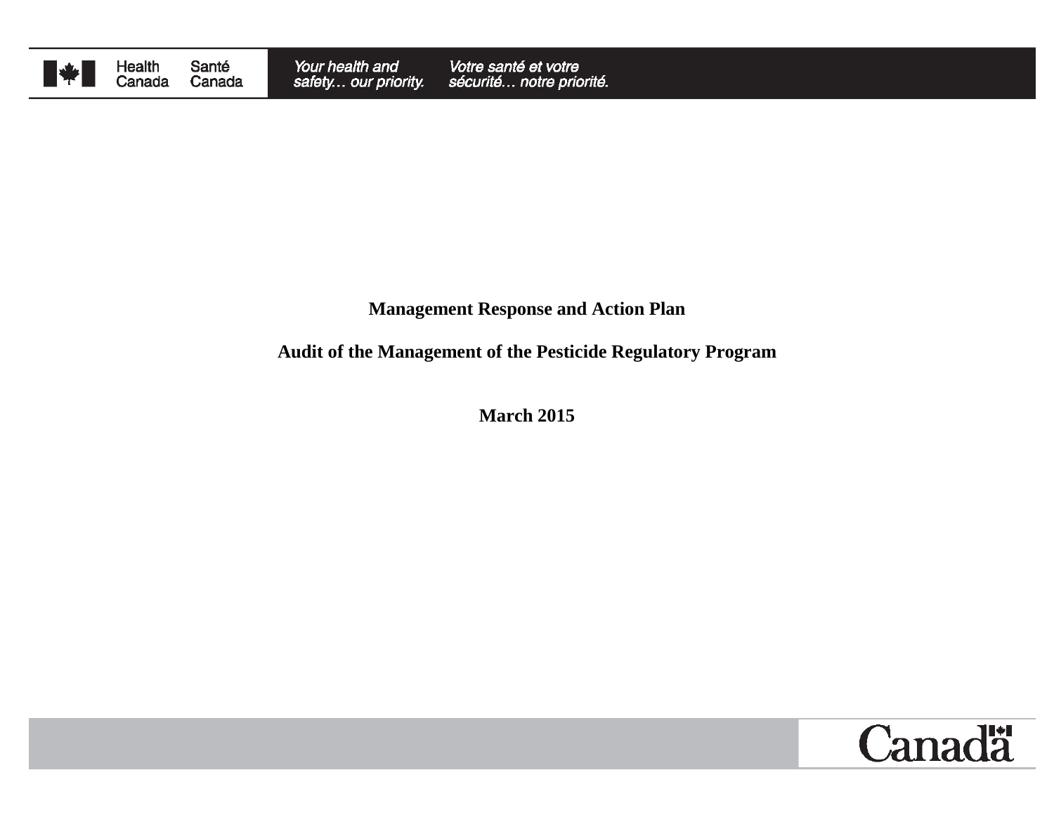Health Canada | Santé Canada

*Your health and safety… our priority.* | *Votre santé et votre sécurité… notre priorité.*

# Management Response and Action Plan

## Audit of the Management of the Pesticide Regulatory Program

**March 2015**

Canada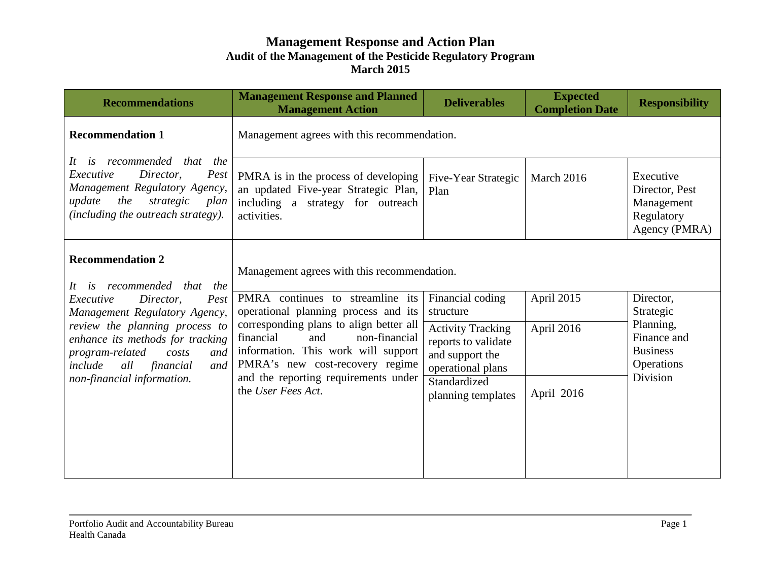# Management Response and Action Plan

## Audit of the Management of the Pesticide Regulatory Program

## March 2015

| Recommendations | Management Response and Planned Management Action | Deliverables | Expected Completion Date | Responsibility |
|---|---|---|---|---|
| **Recommendation 1**<br><br>*It is recommended that the Executive Director, Pest Management Regulatory Agency, update the strategic plan (including the outreach strategy).* | Management agrees with this recommendation. | | | |
| | PMRA is in the process of developing an updated Five-year Strategic Plan, including a strategy for outreach activities. | Five-Year Strategic Plan | March 2016 | Executive Director, Pest Management Regulatory Agency (PMRA) |
| **Recommendation 2**<br><br>*It is recommended that the Executive Director, Pest Management Regulatory Agency, review the planning process to enhance its methods for tracking program-related costs and include all financial and non-financial information.* | Management agrees with this recommendation. | | | |
| | PMRA continues to streamline its operational planning process and its corresponding plans to align better all financial and non-financial information. This work will support PMRA's new cost-recovery regime and the reporting requirements under the *User Fees Act*. | Financial coding structure | April 2015 | Director, Strategic Planning, Finance and Business Operations Division |
| | | Activity Tracking reports to validate and support the operational plans | April 2016 | |
| | | Standardized planning templates | April 2016 | |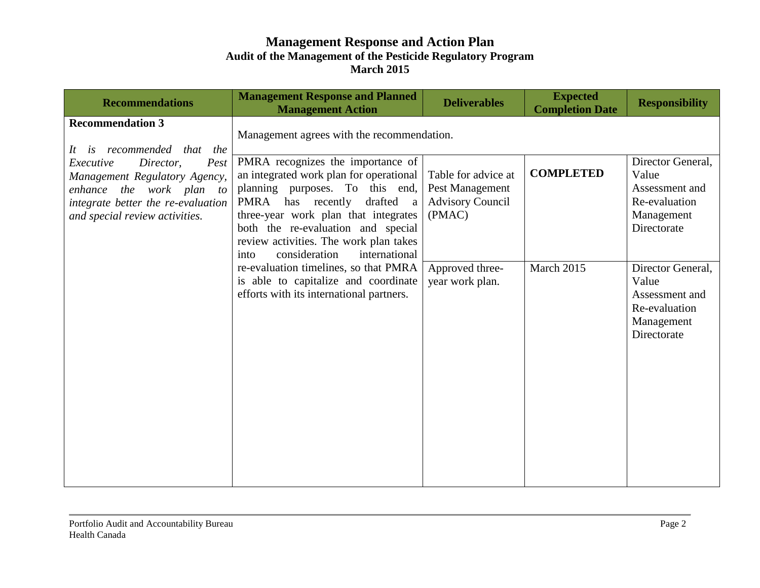# Management Response and Action Plan

## Audit of the Management of the Pesticide Regulatory Program

## March 2015

| Recommendations | Management Response and Planned Management Action | Deliverables | Expected Completion Date | Responsibility |
|---|---|---|---|---|
| **Recommendation 3**<br><br>*It is recommended that the Executive Director, Pest Management Regulatory Agency, enhance the work plan to integrate better the re-evaluation and special review activities.* | Management agrees with the recommendation. | | | |
| | PMRA recognizes the importance of an integrated work plan for operational planning purposes. To this end, PMRA has recently drafted a three-year work plan that integrates both the re-evaluation and special review activities. The work plan takes into consideration international re-evaluation timelines, so that PMRA is able to capitalize and coordinate efforts with its international partners. | Table for advice at Pest Management Advisory Council (PMAC) | **COMPLETED** | Director General, Value Assessment and Re-evaluation Management Directorate |
| | | Approved three-year work plan. | March 2015 | Director General, Value Assessment and Re-evaluation Management Directorate |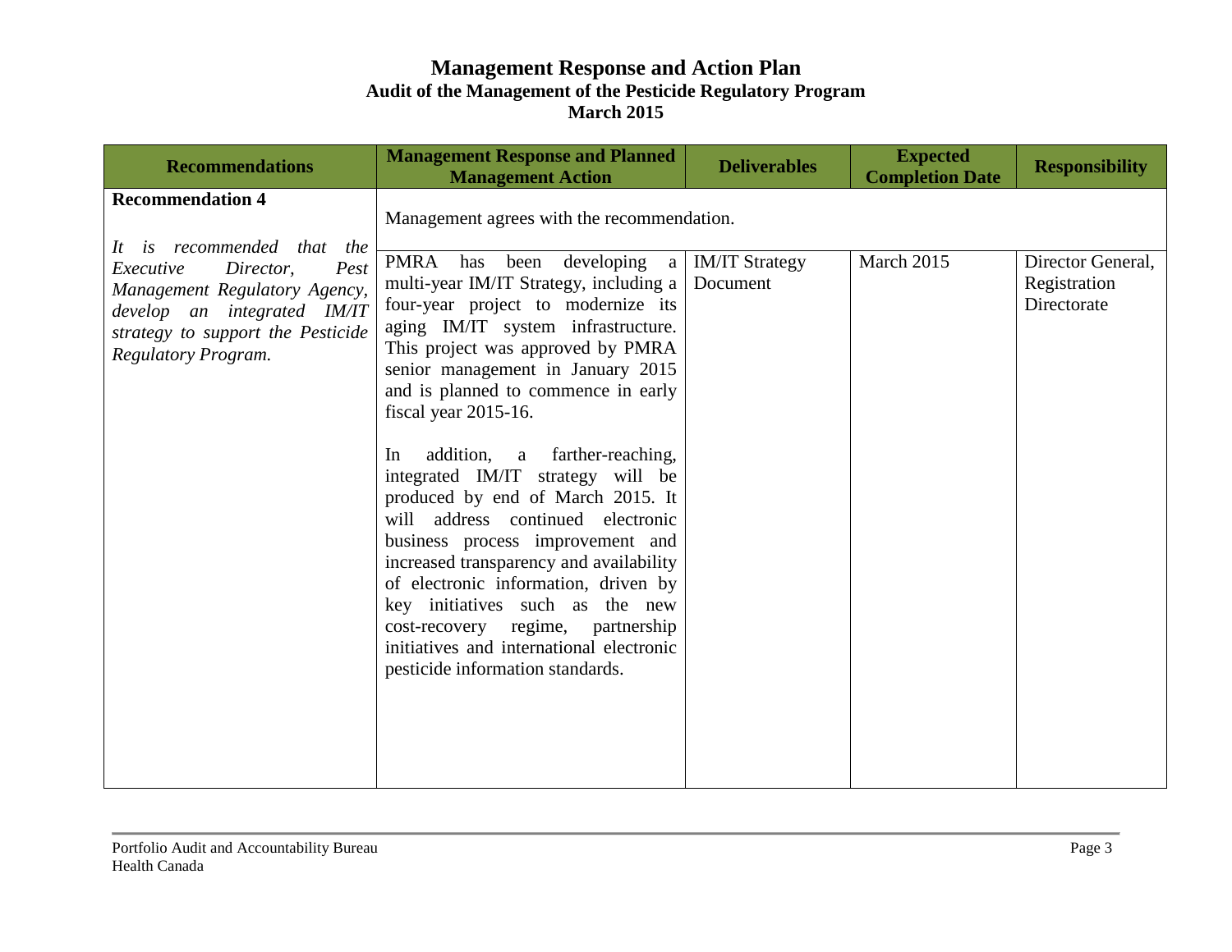# Management Response and Action Plan

## Audit of the Management of the Pesticide Regulatory Program

## March 2015

| Recommendations | Management Response and Planned Management Action | Deliverables | Expected Completion Date | Responsibility |
|---|---|---|---|---|
| **Recommendation 4**<br><br>*It is recommended that the Executive Director, Pest Management Regulatory Agency, develop an integrated IM/IT strategy to support the Pesticide Regulatory Program.* | Management agrees with the recommendation. | | | |
| | PMRA has been developing a multi-year IM/IT Strategy, including a four-year project to modernize its aging IM/IT system infrastructure. This project was approved by PMRA senior management in January 2015 and is planned to commence in early fiscal year 2015-16.<br><br>In addition, a farther-reaching, integrated IM/IT strategy will be produced by end of March 2015. It will address continued electronic business process improvement and increased transparency and availability of electronic information, driven by key initiatives such as the new cost-recovery regime, partnership initiatives and international electronic pesticide information standards. | IM/IT Strategy Document | March 2015 | Director General, Registration Directorate |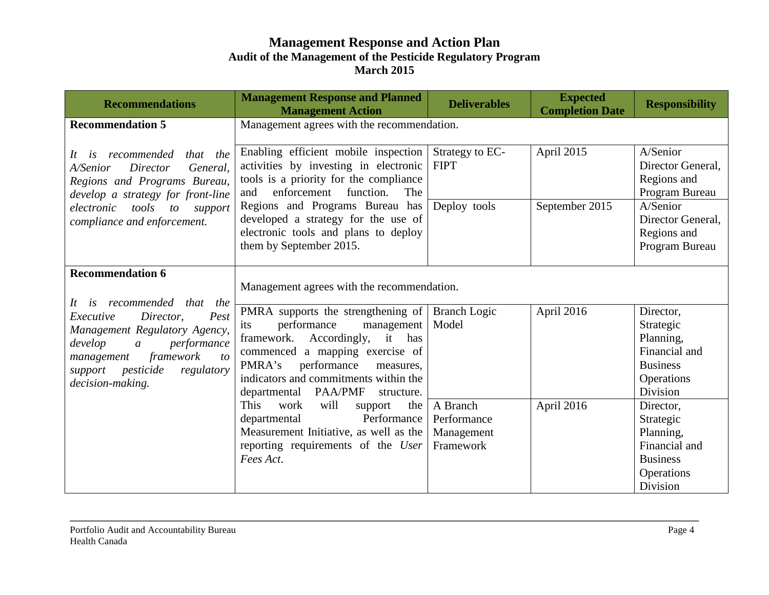# Management Response and Action Plan

## Audit of the Management of the Pesticide Regulatory Program

## March 2015

| Recommendations | Management Response and Planned Management Action | Deliverables | Expected Completion Date | Responsibility |
|---|---|---|---|---|
| **Recommendation 5** | Management agrees with the recommendation. | | | |
| *It is recommended that the A/Senior Director General, Regions and Programs Bureau, develop a strategy for front-line electronic tools to support compliance and enforcement.* | Enabling efficient mobile inspection activities by investing in electronic tools is a priority for the compliance and enforcement function. The Regions and Programs Bureau has developed a strategy for the use of electronic tools and plans to deploy them by September 2015. | Strategy to EC-FIPT | April 2015 | A/Senior Director General, Regions and Program Bureau |
| | | Deploy tools | September 2015 | A/Senior Director General, Regions and Program Bureau |
| **Recommendation 6** | Management agrees with the recommendation. | | | |
| *It is recommended that the Executive Director, Pest Management Regulatory Agency, develop a performance management framework to support pesticide regulatory decision-making.* | PMRA supports the strengthening of its performance management framework. Accordingly, it has commenced a mapping exercise of PMRA's performance measures, indicators and commitments within the departmental PAA/PMF structure. This work will support the departmental Performance Measurement Initiative, as well as the reporting requirements of the *User Fees Act*. | Branch Logic Model | April 2016 | Director, Strategic Planning, Financial and Business Operations Division |
| | | A Branch Performance Management Framework | April 2016 | Director, Strategic Planning, Financial and Business Operations Division |